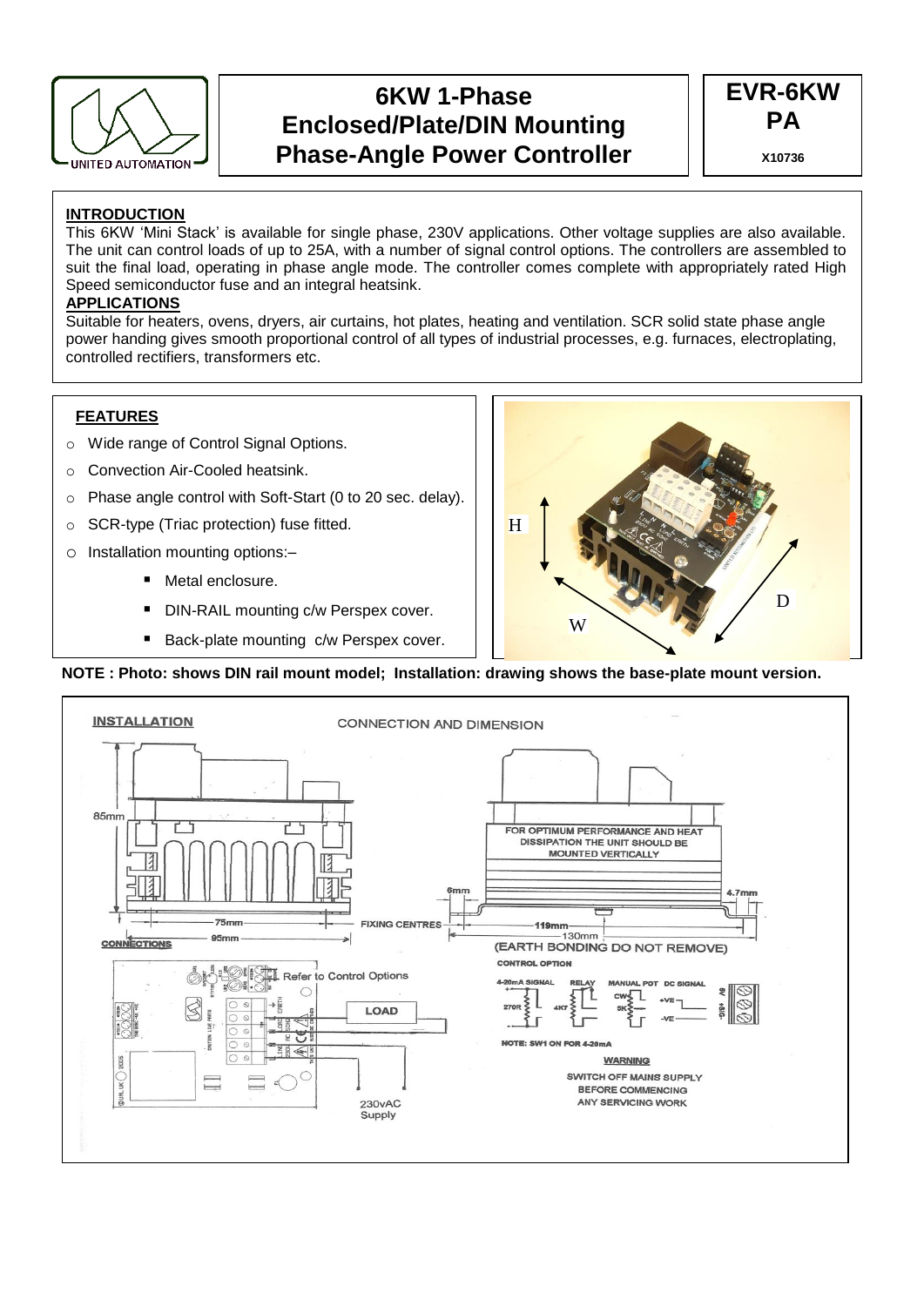# 6KW 1-Phase Enclosed/Plate/DIN Mounting Phase-Angle Power Controller

**EVR-6KW PA**

**X10736**

## INTRODUCTION

This 6KW 'Mini Stack' is available for single phase, 230V applications. Other voltage supplies are also available. The unit can control loads of up to 25A, with a number of signal control options. The controllers are assembled to suit the final load, operating in phase angle mode. The controller comes complete with appropriately rated High Speed semiconductor fuse and an integral heatsink.

## APPLICATIONS

Suitable for heaters, ovens, dryers, air curtains, hot plates, heating and ventilation. SCR solid state phase angle power handing gives smooth proportional control of all types of industrial processes, e.g. furnaces, electroplating, controlled rectifiers, transformers etc.

## FEATURES

- Wide range of Control Signal Options.
- Convection Air-Cooled heatsink.
- Phase angle control with Soft-Start (0 to 20 sec. delay).
- SCR-type (Triac protection) fuse fitted.
- Installation mounting options:–
  - Metal enclosure.
  - DIN-RAIL mounting c/w Perspex cover.
  - Back-plate mounting c/w Perspex cover.

**NOTE : Photo: shows DIN rail mount model; Installation: drawing shows the base-plate mount version.**

## INSTALLATION

CONNECTION AND DIMENSION

85mm

75mm

95mm

FIXING CENTRES

6mm

119mm

130mm

4.7mm

FOR OPTIMUM PERFORMANCE AND HEAT DISSIPATION THE UNIT SHOULD BE MOUNTED VERTICALLY

(EARTH BONDING DO NOT REMOVE)

**CONNECTIONS**

Refer to Control Options

LOAD

230vAC Supply

**CONTROL OPTION**

4-20mA SIGNAL — 270R

RELAY — 4K7

MANUAL POT — CW, 5K

DC SIGNAL — +VE, -VE

0V, +SIG

NOTE: SW1 ON FOR 4-20mA

**WARNING**

SWITCH OFF MAINS SUPPLY BEFORE COMMENCING ANY SERVICING WORK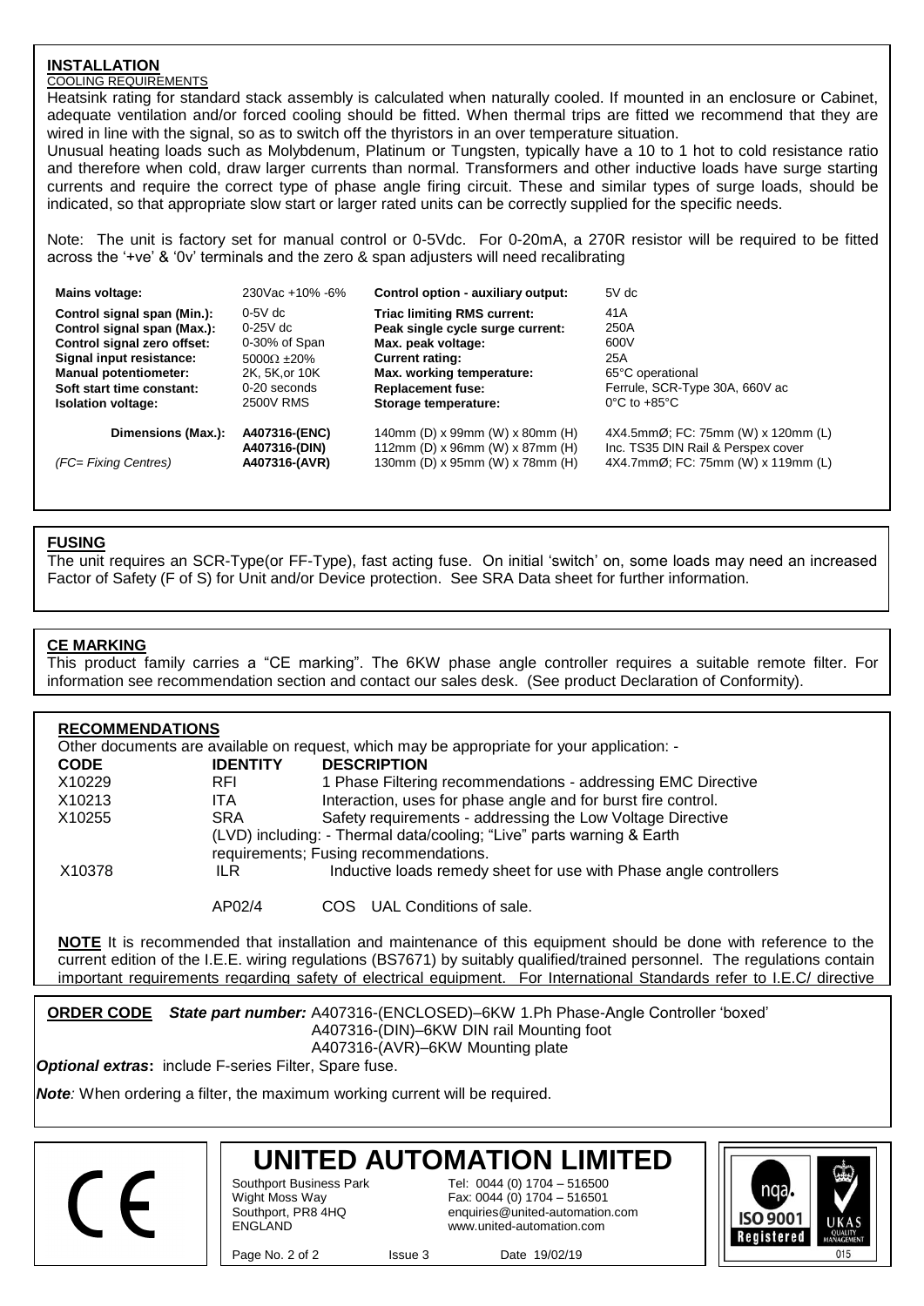## INSTALLATION

COOLING REQUIREMENTS

Heatsink rating for standard stack assembly is calculated when naturally cooled. If mounted in an enclosure or Cabinet, adequate ventilation and/or forced cooling should be fitted. When thermal trips are fitted we recommend that they are wired in line with the signal, so as to switch off the thyristors in an over temperature situation.

Unusual heating loads such as Molybdenum, Platinum or Tungsten, typically have a 10 to 1 hot to cold resistance ratio and therefore when cold, draw larger currents than normal. Transformers and other inductive loads have surge starting currents and require the correct type of phase angle firing circuit. These and similar types of surge loads, should be indicated, so that appropriate slow start or larger rated units can be correctly supplied for the specific needs.

Note: The unit is factory set for manual control or 0-5Vdc. For 0-20mA, a 270R resistor will be required to be fitted across the '+ve' & '0v' terminals and the zero & span adjusters will need recalibrating

| | | | |
|---|---|---|---|
| **Mains voltage:** | 230Vac +10% -6% | **Control option - auxiliary output:** | 5V dc |
| **Control signal span (Min.):** | 0-5V dc | **Triac limiting RMS current:** | 41A |
| **Control signal span (Max.):** | 0-25V dc | **Peak single cycle surge current:** | 250A |
| **Control signal zero offset:** | 0-30% of Span | **Max. peak voltage:** | 600V |
| **Signal input resistance:** | 5000Ω ±20% | **Current rating:** | 25A |
| **Manual potentiometer:** | 2K, 5K,or 10K | **Max. working temperature:** | 65°C operational |
| **Soft start time constant:** | 0-20 seconds | **Replacement fuse:** | Ferrule, SCR-Type 30A, 660V ac |
| **Isolation voltage:** | 2500V RMS | **Storage temperature:** | 0°C to +85°C |
| **Dimensions (Max.):** | **A407316-(ENC)** | 140mm (D) x 99mm (W) x 80mm (H) | 4X4.5mmØ; FC: 75mm (W) x 120mm (L) |
| | **A407316-(DIN)** | 112mm (D) x 96mm (W) x 87mm (H) | Inc. TS35 DIN Rail & Perspex cover |
| *(FC= Fixing Centres)* | **A407316-(AVR)** | 130mm (D) x 95mm (W) x 78mm (H) | 4X4.7mmØ; FC: 75mm (W) x 119mm (L) |

## FUSING

The unit requires an SCR-Type(or FF-Type), fast acting fuse. On initial 'switch' on, some loads may need an increased Factor of Safety (F of S) for Unit and/or Device protection. See SRA Data sheet for further information.

## CE MARKING

This product family carries a "CE marking". The 6KW phase angle controller requires a suitable remote filter. For information see recommendation section and contact our sales desk. (See product Declaration of Conformity).

## RECOMMENDATIONS

Other documents are available on request, which may be appropriate for your application: -

| CODE | IDENTITY | DESCRIPTION |
|---|---|---|
| X10229 | RFI | 1 Phase Filtering recommendations - addressing EMC Directive |
| X10213 | ITA | Interaction, uses for phase angle and for burst fire control. |
| X10255 | SRA | Safety requirements - addressing the Low Voltage Directive (LVD) including: - Thermal data/cooling; "Live" parts warning & Earth requirements; Fusing recommendations. |
| X10378 | ILR | Inductive loads remedy sheet for use with Phase angle controllers |
| | AP02/4 | COS UAL Conditions of sale. |

**NOTE** It is recommended that installation and maintenance of this equipment should be done with reference to the current edition of the I.E.E. wiring regulations (BS7671) by suitably qualified/trained personnel. The regulations contain important requirements regarding safety of electrical equipment. For International Standards refer to I.E.C/ directive

**ORDER CODE** ***State part number:*** A407316-(ENCLOSED)–6KW 1.Ph Phase-Angle Controller 'boxed'
A407316-(DIN)–6KW DIN rail Mounting foot
A407316-(AVR)–6KW Mounting plate

***Optional extras*:** include F-series Filter, Spare fuse.

***Note:*** When ordering a filter, the maximum working current will be required.

CE

# UNITED AUTOMATION LIMITED

Southport Business Park
Wight Moss Way
Southport, PR8 4HQ
ENGLAND

Tel: 0044 (0) 1704 – 516500
Fax: 0044 (0) 1704 – 516501
enquiries@united-automation.com
www.united-automation.com

Issue 3 Date 19/02/19

nqa. ISO 9001 Registered UKAS QUALITY MANAGEMENT 015